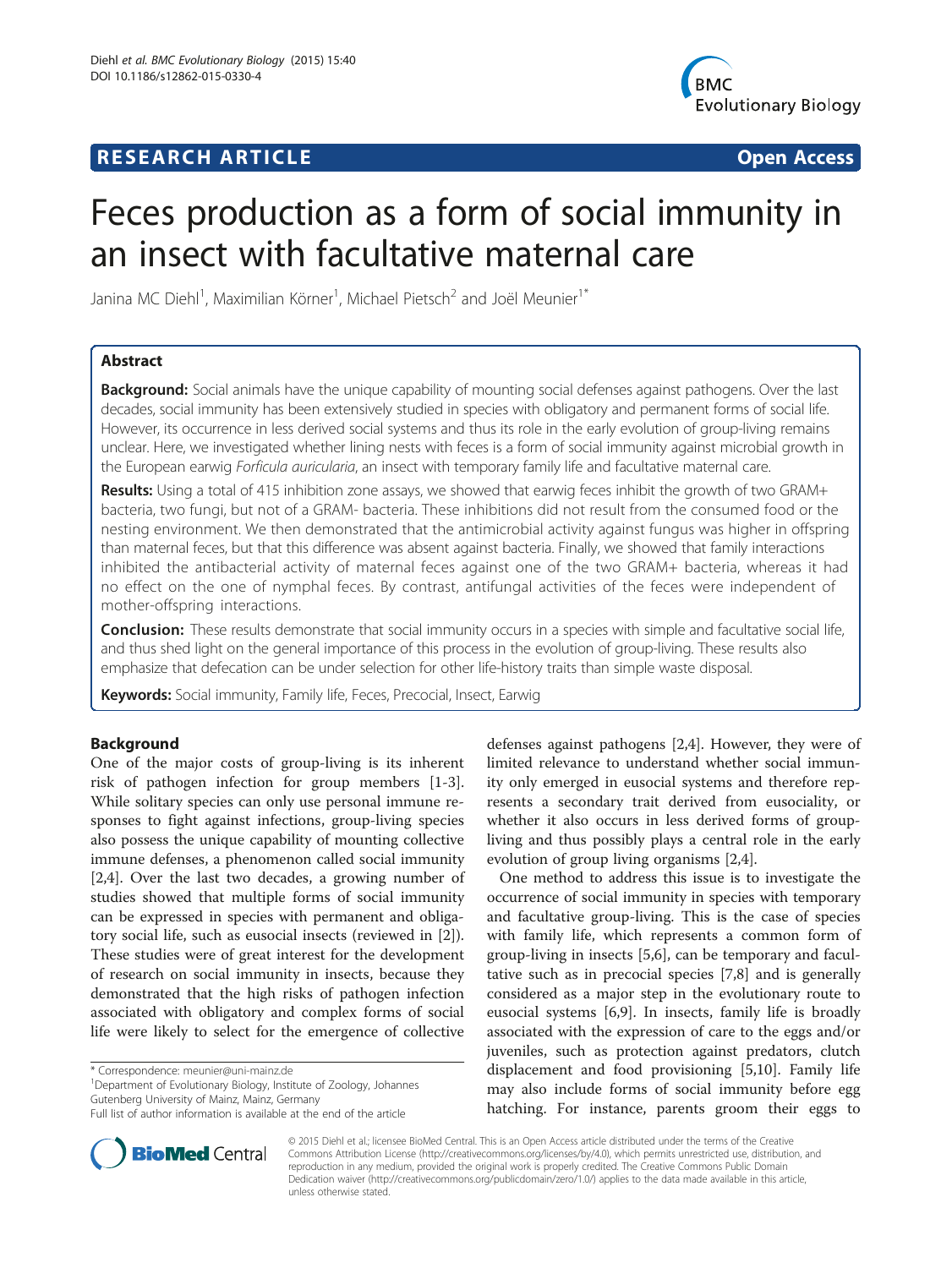RESEARCH ARTICLE Open Access

# Feces production as a form of social immunity in an insect with facultative maternal care

Janina MC Diehl[1], Maximilian Körner[1], Michael Pietsch[2] and Joël Meunier[1*]

## Abstract

**Background:** Social animals have the unique capability of mounting social defenses against pathogens. Over the last decades, social immunity has been extensively studied in species with obligatory and permanent forms of social life. However, its occurrence in less derived social systems and thus its role in the early evolution of group-living remains unclear. Here, we investigated whether lining nests with feces is a form of social immunity against microbial growth in the European earwig *Forficula auricularia*, an insect with temporary family life and facultative maternal care.

**Results:** Using a total of 415 inhibition zone assays, we showed that earwig feces inhibit the growth of two GRAM+ bacteria, two fungi, but not of a GRAM- bacteria. These inhibitions did not result from the consumed food or the nesting environment. We then demonstrated that the antimicrobial activity against fungus was higher in offspring than maternal feces, but that this difference was absent against bacteria. Finally, we showed that family interactions inhibited the antibacterial activity of maternal feces against one of the two GRAM+ bacteria, whereas it had no effect on the one of nymphal feces. By contrast, antifungal activities of the feces were independent of mother-offspring interactions.

**Conclusion:** These results demonstrate that social immunity occurs in a species with simple and facultative social life, and thus shed light on the general importance of this process in the evolution of group-living. These results also emphasize that defecation can be under selection for other life-history traits than simple waste disposal.

**Keywords:** Social immunity, Family life, Feces, Precocial, Insect, Earwig

## Background

One of the major costs of group-living is its inherent risk of pathogen infection for group members [1-3]. While solitary species can only use personal immune responses to fight against infections, group-living species also possess the unique capability of mounting collective immune defenses, a phenomenon called social immunity [2,4]. Over the last two decades, a growing number of studies showed that multiple forms of social immunity can be expressed in species with permanent and obligatory social life, such as eusocial insects (reviewed in [2]). These studies were of great interest for the development of research on social immunity in insects, because they demonstrated that the high risks of pathogen infection associated with obligatory and complex forms of social life were likely to select for the emergence of collective defenses against pathogens [2,4]. However, they were of limited relevance to understand whether social immunity only emerged in eusocial systems and therefore represents a secondary trait derived from eusociality, or whether it also occurs in less derived forms of group-living and thus possibly plays a central role in the early evolution of group living organisms [2,4].

One method to address this issue is to investigate the occurrence of social immunity in species with temporary and facultative group-living. This is the case of species with family life, which represents a common form of group-living in insects [5,6], can be temporary and facultative such as in precocial species [7,8] and is generally considered as a major step in the evolutionary route to eusocial systems [6,9]. In insects, family life is broadly associated with the expression of care to the eggs and/or juveniles, such as protection against predators, clutch displacement and food provisioning [5,10]. Family life may also include forms of social immunity before egg hatching. For instance, parents groom their eggs to

\* Correspondence: meunier@uni-mainz.de

[1]Department of Evolutionary Biology, Institute of Zoology, Johannes Gutenberg University of Mainz, Mainz, Germany

Full list of author information is available at the end of the article

© 2015 Diehl et al.; licensee BioMed Central. This is an Open Access article distributed under the terms of the Creative Commons Attribution License (http://creativecommons.org/licenses/by/4.0), which permits unrestricted use, distribution, and reproduction in any medium, provided the original work is properly credited. The Creative Commons Public Domain Dedication waiver (http://creativecommons.org/publicdomain/zero/1.0/) applies to the data made available in this article, unless otherwise stated.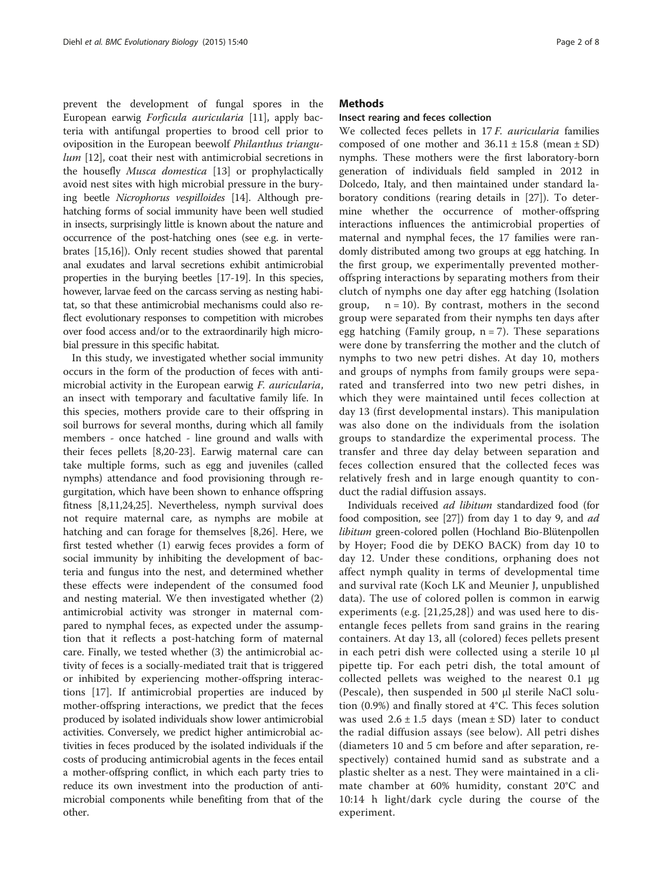prevent the development of fungal spores in the European earwig *Forficula auricularia* [11], apply bacteria with antifungal properties to brood cell prior to oviposition in the European beewolf *Philanthus triangulum* [12], coat their nest with antimicrobial secretions in the housefly *Musca domestica* [13] or prophylactically avoid nest sites with high microbial pressure in the burying beetle *Nicrophorus vespilloides* [14]. Although pre-hatching forms of social immunity have been well studied in insects, surprisingly little is known about the nature and occurrence of the post-hatching ones (see e.g. in vertebrates [15,16]). Only recent studies showed that parental anal exudates and larval secretions exhibit antimicrobial properties in the burying beetles [17-19]. In this species, however, larvae feed on the carcass serving as nesting habitat, so that these antimicrobial mechanisms could also reflect evolutionary responses to competition with microbes over food access and/or to the extraordinarily high microbial pressure in this specific habitat.

In this study, we investigated whether social immunity occurs in the form of the production of feces with antimicrobial activity in the European earwig *F. auricularia*, an insect with temporary and facultative family life. In this species, mothers provide care to their offspring in soil burrows for several months, during which all family members - once hatched - line ground and walls with their feces pellets [8,20-23]. Earwig maternal care can take multiple forms, such as egg and juveniles (called nymphs) attendance and food provisioning through regurgitation, which have been shown to enhance offspring fitness [8,11,24,25]. Nevertheless, nymph survival does not require maternal care, as nymphs are mobile at hatching and can forage for themselves [8,26]. Here, we first tested whether (1) earwig feces provides a form of social immunity by inhibiting the development of bacteria and fungus into the nest, and determined whether these effects were independent of the consumed food and nesting material. We then investigated whether (2) antimicrobial activity was stronger in maternal compared to nymphal feces, as expected under the assumption that it reflects a post-hatching form of maternal care. Finally, we tested whether (3) the antimicrobial activity of feces is a socially-mediated trait that is triggered or inhibited by experiencing mother-offspring interactions [17]. If antimicrobial properties are induced by mother-offspring interactions, we predict that the feces produced by isolated individuals show lower antimicrobial activities. Conversely, we predict higher antimicrobial activities in feces produced by the isolated individuals if the costs of producing antimicrobial agents in the feces entail a mother-offspring conflict, in which each party tries to reduce its own investment into the production of antimicrobial components while benefiting from that of the other.

## Methods

### Insect rearing and feces collection

We collected feces pellets in 17 *F. auricularia* families composed of one mother and $36.11 \pm 15.8$ (mean ± SD) nymphs. These mothers were the first laboratory-born generation of individuals field sampled in 2012 in Dolcedo, Italy, and then maintained under standard laboratory conditions (rearing details in [27]). To determine whether the occurrence of mother-offspring interactions influences the antimicrobial properties of maternal and nymphal feces, the 17 families were randomly distributed among two groups at egg hatching. In the first group, we experimentally prevented mother-offspring interactions by separating mothers from their clutch of nymphs one day after egg hatching (Isolation group, $n = 10$). By contrast, mothers in the second group were separated from their nymphs ten days after egg hatching (Family group, $n = 7$). These separations were done by transferring the mother and the clutch of nymphs to two new petri dishes. At day 10, mothers and groups of nymphs from family groups were separated and transferred into two new petri dishes, in which they were maintained until feces collection at day 13 (first developmental instars). This manipulation was also done on the individuals from the isolation groups to standardize the experimental process. The transfer and three day delay between separation and feces collection ensured that the collected feces was relatively fresh and in large enough quantity to conduct the radial diffusion assays.

Individuals received *ad libitum* standardized food (for food composition, see [27]) from day 1 to day 9, and *ad libitum* green-colored pollen (Hochland Bio-Blütenpollen by Hoyer; Food die by DEKO BACK) from day 10 to day 12. Under these conditions, orphaning does not affect nymph quality in terms of developmental time and survival rate (Koch LK and Meunier J, unpublished data). The use of colored pollen is common in earwig experiments (e.g. [21,25,28]) and was used here to disentangle feces pellets from sand grains in the rearing containers. At day 13, all (colored) feces pellets present in each petri dish were collected using a sterile 10 μl pipette tip. For each petri dish, the total amount of collected pellets was weighed to the nearest 0.1 μg (Pescale), then suspended in 500 μl sterile NaCl solution (0.9%) and finally stored at 4°C. This feces solution was used $2.6 \pm 1.5$ days (mean ± SD) later to conduct the radial diffusion assays (see below). All petri dishes (diameters 10 and 5 cm before and after separation, respectively) contained humid sand as substrate and a plastic shelter as a nest. They were maintained in a climate chamber at 60% humidity, constant 20°C and 10:14 h light/dark cycle during the course of the experiment.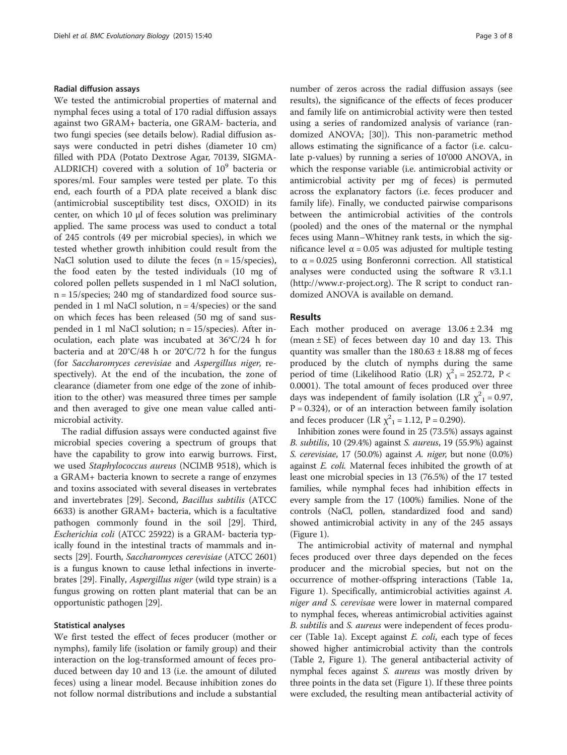### Radial diffusion assays

We tested the antimicrobial properties of maternal and nymphal feces using a total of 170 radial diffusion assays against two GRAM+ bacteria, one GRAM- bacteria, and two fungi species (see details below). Radial diffusion assays were conducted in petri dishes (diameter 10 cm) filled with PDA (Potato Dextrose Agar, 70139, SIGMA-ALDRICH) covered with a solution of $10^9$ bacteria or spores/ml. Four samples were tested per plate. To this end, each fourth of a PDA plate received a blank disc (antimicrobial susceptibility test discs, OXOID) in its center, on which 10 μl of feces solution was preliminary applied. The same process was used to conduct a total of 245 controls (49 per microbial species), in which we tested whether growth inhibition could result from the NaCl solution used to dilute the feces (n = 15/species), the food eaten by the tested individuals (10 mg of colored pollen pellets suspended in 1 ml NaCl solution, n = 15/species; 240 mg of standardized food source suspended in 1 ml NaCl solution, n = 4/species) or the sand on which feces has been released (50 mg of sand suspended in 1 ml NaCl solution; n = 15/species). After inoculation, each plate was incubated at 36°C/24 h for bacteria and at 20°C/48 h or 20°C/72 h for the fungus (for *Saccharomyces cerevisiae* and *Aspergillus niger*, respectively). At the end of the incubation, the zone of clearance (diameter from one edge of the zone of inhibition to the other) was measured three times per sample and then averaged to give one mean value called antimicrobial activity.

The radial diffusion assays were conducted against five microbial species covering a spectrum of groups that have the capability to grow into earwig burrows. First, we used *Staphylococcus aureus* (NCIMB 9518), which is a GRAM+ bacteria known to secrete a range of enzymes and toxins associated with several diseases in vertebrates and invertebrates [29]. Second, *Bacillus subtilis* (ATCC 6633) is another GRAM+ bacteria, which is a facultative pathogen commonly found in the soil [29]. Third, *Escherichia coli* (ATCC 25922) is a GRAM- bacteria typically found in the intestinal tracts of mammals and insects [29]. Fourth, *Saccharomyces cerevisiae* (ATCC 2601) is a fungus known to cause lethal infections in invertebrates [29]. Finally, *Aspergillus niger* (wild type strain) is a fungus growing on rotten plant material that can be an opportunistic pathogen [29].

### Statistical analyses

We first tested the effect of feces producer (mother or nymphs), family life (isolation or family group) and their interaction on the log-transformed amount of feces produced between day 10 and 13 (i.e. the amount of diluted feces) using a linear model. Because inhibition zones do not follow normal distributions and include a substantial number of zeros across the radial diffusion assays (see results), the significance of the effects of feces producer and family life on antimicrobial activity were then tested using a series of randomized analysis of variance (randomized ANOVA; [30]). This non-parametric method allows estimating the significance of a factor (i.e. calculate p-values) by running a series of 10'000 ANOVA, in which the response variable (i.e. antimicrobial activity or antimicrobial activity per mg of feces) is permuted across the explanatory factors (i.e. feces producer and family life). Finally, we conducted pairwise comparisons between the antimicrobial activities of the controls (pooled) and the ones of the maternal or the nymphal feces using Mann–Whitney rank tests, in which the significance level $\alpha = 0.05$ was adjusted for multiple testing to $\alpha = 0.025$ using Bonferonni correction. All statistical analyses were conducted using the software R v3.1.1 (http://www.r-project.org). The R script to conduct randomized ANOVA is available on demand.

## Results

Each mother produced on average $13.06 \pm 2.34$ mg (mean ± SE) of feces between day 10 and day 13. This quantity was smaller than the $180.63 \pm 18.88$ mg of feces produced by the clutch of nymphs during the same period of time (Likelihood Ratio (LR) $\chi^2_1 = 252.72$, $P < 0.0001$). The total amount of feces produced over three days was independent of family isolation (LR $\chi^2_1 = 0.97$, $P = 0.324$), or of an interaction between family isolation and feces producer (LR $\chi^2_1 = 1.12$, $P = 0.290$).

Inhibition zones were found in 25 (73.5%) assays against *B. subtilis*, 10 (29.4%) against *S. aureus*, 19 (55.9%) against *S. cerevisiae*, 17 (50.0%) against *A. niger*, but none (0.0%) against *E. coli*. Maternal feces inhibited the growth of at least one microbial species in 13 (76.5%) of the 17 tested families, while nymphal feces had inhibition effects in every sample from the 17 (100%) families. None of the controls (NaCl, pollen, standardized food and sand) showed antimicrobial activity in any of the 245 assays (Figure 1).

The antimicrobial activity of maternal and nymphal feces produced over three days depended on the feces producer and the microbial species, but not on the occurrence of mother-offspring interactions (Table 1a, Figure 1). Specifically, antimicrobial activities against *A. niger and S. cerevisae* were lower in maternal compared to nymphal feces, whereas antimicrobial activities against *B. subtilis* and *S. aureus* were independent of feces producer (Table 1a). Except against *E. coli*, each type of feces showed higher antimicrobial activity than the controls (Table 2, Figure 1). The general antibacterial activity of nymphal feces against *S. aureus* was mostly driven by three points in the data set (Figure 1). If these three points were excluded, the resulting mean antibacterial activity of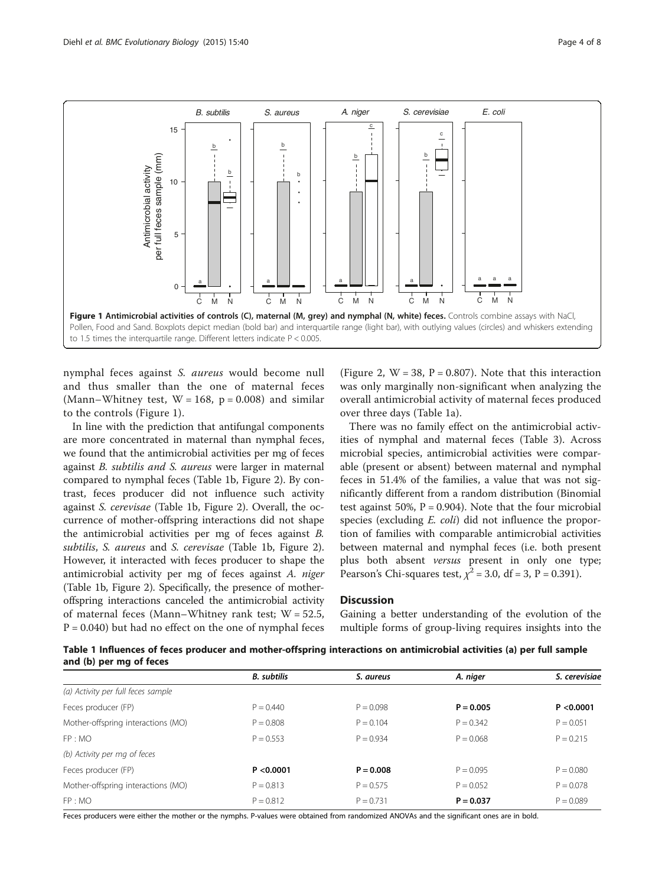**Figure 1 Antimicrobial activities of controls (C), maternal (M, grey) and nymphal (N, white) feces.** Controls combine assays with NaCl, Pollen, Food and Sand. Boxplots depict median (bold bar) and interquartile range (light bar), with outlying values (circles) and whiskers extending to 1.5 times the interquartile range. Different letters indicate P < 0.005.

nymphal feces against *S. aureus* would become null and thus smaller than the one of maternal feces (Mann–Whitney test, W = 168, p = 0.008) and similar to the controls (Figure 1).

In line with the prediction that antifungal components are more concentrated in maternal than nymphal feces, we found that the antimicrobial activities per mg of feces against *B. subtilis and S. aureus* were larger in maternal compared to nymphal feces (Table 1b, Figure 2). By contrast, feces producer did not influence such activity against *S. cerevisae* (Table 1b, Figure 2). Overall, the occurrence of mother-offspring interactions did not shape the antimicrobial activities per mg of feces against *B. subtilis*, *S. aureus* and *S. cerevisae* (Table 1b, Figure 2). However, it interacted with feces producer to shape the antimicrobial activity per mg of feces against *A. niger* (Table 1b, Figure 2). Specifically, the presence of mother-offspring interactions canceled the antimicrobial activity of maternal feces (Mann–Whitney rank test; W = 52.5, P = 0.040) but had no effect on the one of nymphal feces (Figure 2, W = 38, P = 0.807). Note that this interaction was only marginally non-significant when analyzing the overall antimicrobial activity of maternal feces produced over three days (Table 1a).

There was no family effect on the antimicrobial activities of nymphal and maternal feces (Table 3). Across microbial species, antimicrobial activities were comparable (present or absent) between maternal and nymphal feces in 51.4% of the families, a value that was not significantly different from a random distribution (Binomial test against 50%, P = 0.904). Note that the four microbial species (excluding *E. coli*) did not influence the proportion of families with comparable antimicrobial activities between maternal and nymphal feces (i.e. both present plus both absent *versus* present in only one type; Pearson's Chi-squares test, $\chi^2 = 3.0$, df = 3, P = 0.391).

## Discussion

Gaining a better understanding of the evolution of the multiple forms of group-living requires insights into the

**Table 1 Influences of feces producer and mother-offspring interactions on antimicrobial activities (a) per full sample and (b) per mg of feces**

| | *B. subtilis* | *S. aureus* | *A. niger* | *S. cerevisiae* |
|---|---|---|---|---|
| *(a) Activity per full feces sample* | | | | |
| Feces producer (FP) | P = 0.440 | P = 0.098 | **P = 0.005** | **P <0.0001** |
| Mother-offspring interactions (MO) | P = 0.808 | P = 0.104 | P = 0.342 | P = 0.051 |
| FP : MO | P = 0.553 | P = 0.934 | P = 0.068 | P = 0.215 |
| *(b) Activity per mg of feces* | | | | |
| Feces producer (FP) | **P <0.0001** | **P = 0.008** | P = 0.095 | P = 0.080 |
| Mother-offspring interactions (MO) | P = 0.813 | P = 0.575 | P = 0.052 | P = 0.078 |
| FP : MO | P = 0.812 | P = 0.731 | **P = 0.037** | P = 0.089 |

Feces producers were either the mother or the nymphs. P-values were obtained from randomized ANOVAs and the significant ones are in bold.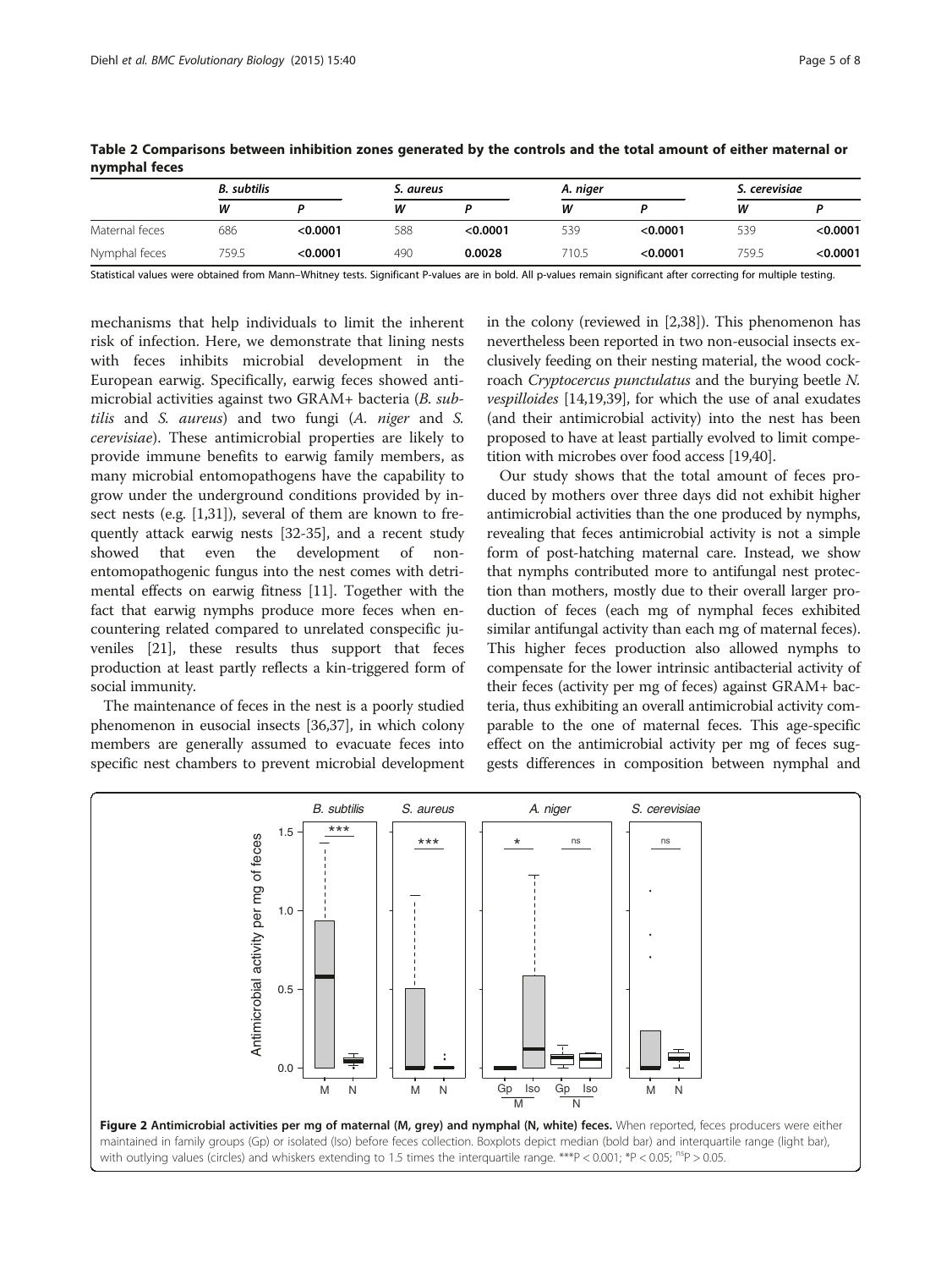**Table 2 Comparisons between inhibition zones generated by the controls and the total amount of either maternal or nymphal feces**

| | *B. subtilis* | | *S. aureus* | | *A. niger* | | *S. cerevisiae* | |
|---|---|---|---|---|---|---|---|---|
| | *W* | *P* | *W* | *P* | *W* | *P* | *W* | *P* |
| Maternal feces | 686 | **<0.0001** | 588 | **<0.0001** | 539 | **<0.0001** | 539 | **<0.0001** |
| Nymphal feces | 759.5 | **<0.0001** | 490 | **0.0028** | 710.5 | **<0.0001** | 759.5 | **<0.0001** |

Statistical values were obtained from Mann–Whitney tests. Significant P-values are in bold. All p-values remain significant after correcting for multiple testing.

mechanisms that help individuals to limit the inherent risk of infection. Here, we demonstrate that lining nests with feces inhibits microbial development in the European earwig. Specifically, earwig feces showed antimicrobial activities against two GRAM+ bacteria (*B. subtilis* and *S. aureus*) and two fungi (*A. niger* and *S. cerevisiae*). These antimicrobial properties are likely to provide immune benefits to earwig family members, as many microbial entomopathogens have the capability to grow under the underground conditions provided by insect nests (e.g. [1,31]), several of them are known to frequently attack earwig nests [32-35], and a recent study showed that even the development of non-entomopathogenic fungus into the nest comes with detrimental effects on earwig fitness [11]. Together with the fact that earwig nymphs produce more feces when encountering related compared to unrelated conspecific juveniles [21], these results thus support that feces production at least partly reflects a kin-triggered form of social immunity.

The maintenance of feces in the nest is a poorly studied phenomenon in eusocial insects [36,37], in which colony members are generally assumed to evacuate feces into specific nest chambers to prevent microbial development in the colony (reviewed in [2,38]). This phenomenon has nevertheless been reported in two non-eusocial insects exclusively feeding on their nesting material, the wood cockroach *Cryptocercus punctulatus* and the burying beetle *N. vespilloides* [14,19,39], for which the use of anal exudates (and their antimicrobial activity) into the nest has been proposed to have at least partially evolved to limit competition with microbes over food access [19,40].

Our study shows that the total amount of feces produced by mothers over three days did not exhibit higher antimicrobial activities than the one produced by nymphs, revealing that feces antimicrobial activity is not a simple form of post-hatching maternal care. Instead, we show that nymphs contributed more to antifungal nest protection than mothers, mostly due to their overall larger production of feces (each mg of nymphal feces exhibited similar antifungal activity than each mg of maternal feces). This higher feces production also allowed nymphs to compensate for the lower intrinsic antibacterial activity of their feces (activity per mg of feces) against GRAM+ bacteria, thus exhibiting an overall antimicrobial activity comparable to the one of maternal feces. This age-specific effect on the antimicrobial activity per mg of feces suggests differences in composition between nymphal and

**Figure 2 Antimicrobial activities per mg of maternal (M, grey) and nymphal (N, white) feces.** When reported, feces producers were either maintained in family groups (Gp) or isolated (Iso) before feces collection. Boxplots depict median (bold bar) and interquartile range (light bar), with outlying values (circles) and whiskers extending to 1.5 times the interquartile range. ***P < 0.001; *P < 0.05; [ns]P > 0.05.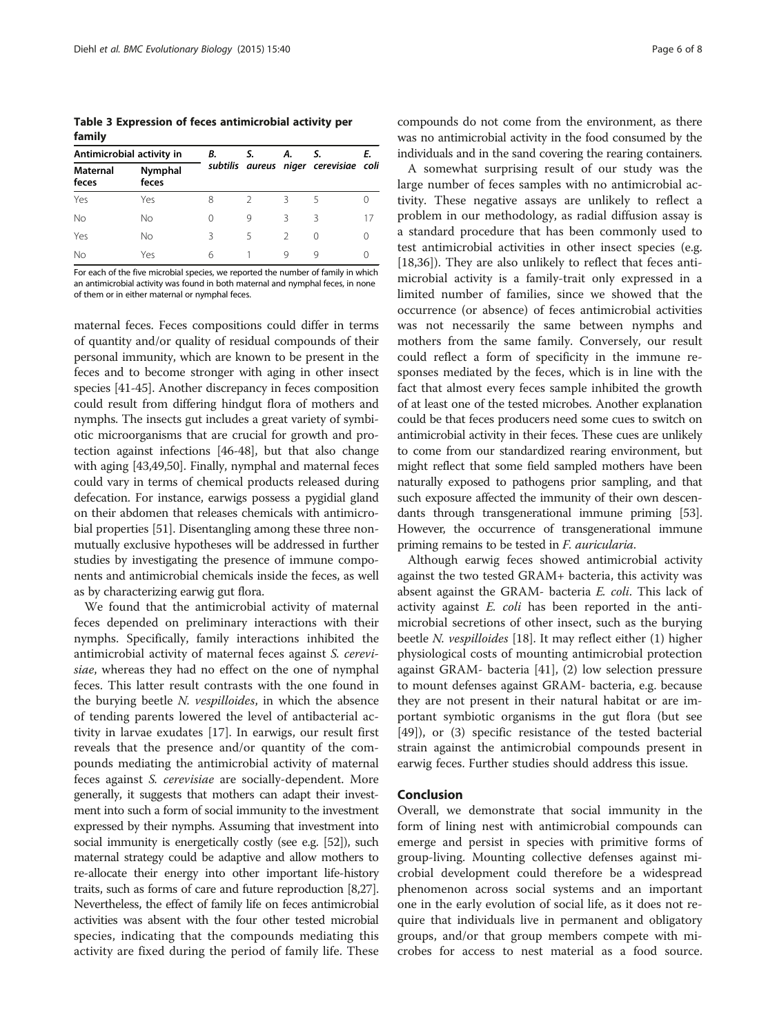**Table 3 Expression of feces antimicrobial activity per family**

| Antimicrobial activity in | | *B. subtilis* | *S. aureus* | *A. niger* | *S. cerevisiae* | *E. coli* |
|---|---|---|---|---|---|---|
| Maternal feces | Nymphal feces | | | | | |
| Yes | Yes | 8 | 2 | 3 | 5 | 0 |
| No | No | 0 | 9 | 3 | 3 | 17 |
| Yes | No | 3 | 5 | 2 | 0 | 0 |
| No | Yes | 6 | 1 | 9 | 9 | 0 |

For each of the five microbial species, we reported the number of family in which an antimicrobial activity was found in both maternal and nymphal feces, in none of them or in either maternal or nymphal feces.

maternal feces. Feces compositions could differ in terms of quantity and/or quality of residual compounds of their personal immunity, which are known to be present in the feces and to become stronger with aging in other insect species [41-45]. Another discrepancy in feces composition could result from differing hindgut flora of mothers and nymphs. The insects gut includes a great variety of symbiotic microorganisms that are crucial for growth and protection against infections [46-48], but that also change with aging [43,49,50]. Finally, nymphal and maternal feces could vary in terms of chemical products released during defecation. For instance, earwigs possess a pygidial gland on their abdomen that releases chemicals with antimicrobial properties [51]. Disentangling among these three non-mutually exclusive hypotheses will be addressed in further studies by investigating the presence of immune components and antimicrobial chemicals inside the feces, as well as by characterizing earwig gut flora.

We found that the antimicrobial activity of maternal feces depended on preliminary interactions with their nymphs. Specifically, family interactions inhibited the antimicrobial activity of maternal feces against *S. cerevisiae*, whereas they had no effect on the one of nymphal feces. This latter result contrasts with the one found in the burying beetle *N. vespilloides*, in which the absence of tending parents lowered the level of antibacterial activity in larvae exudates [17]. In earwigs, our result first reveals that the presence and/or quantity of the compounds mediating the antimicrobial activity of maternal feces against *S. cerevisiae* are socially-dependent. More generally, it suggests that mothers can adapt their investment into such a form of social immunity to the investment expressed by their nymphs. Assuming that investment into social immunity is energetically costly (see e.g. [52]), such maternal strategy could be adaptive and allow mothers to re-allocate their energy into other important life-history traits, such as forms of care and future reproduction [8,27]. Nevertheless, the effect of family life on feces antimicrobial activities was absent with the four other tested microbial species, indicating that the compounds mediating this activity are fixed during the period of family life. These compounds do not come from the environment, as there was no antimicrobial activity in the food consumed by the individuals and in the sand covering the rearing containers.

A somewhat surprising result of our study was the large number of feces samples with no antimicrobial activity. These negative assays are unlikely to reflect a problem in our methodology, as radial diffusion assay is a standard procedure that has been commonly used to test antimicrobial activities in other insect species (e.g. [18,36]). They are also unlikely to reflect that feces antimicrobial activity is a family-trait only expressed in a limited number of families, since we showed that the occurrence (or absence) of feces antimicrobial activities was not necessarily the same between nymphs and mothers from the same family. Conversely, our result could reflect a form of specificity in the immune responses mediated by the feces, which is in line with the fact that almost every feces sample inhibited the growth of at least one of the tested microbes. Another explanation could be that feces producers need some cues to switch on antimicrobial activity in their feces. These cues are unlikely to come from our standardized rearing environment, but might reflect that some field sampled mothers have been naturally exposed to pathogens prior sampling, and that such exposure affected the immunity of their own descendants through transgenerational immune priming [53]. However, the occurrence of transgenerational immune priming remains to be tested in *F. auricularia*.

Although earwig feces showed antimicrobial activity against the two tested GRAM+ bacteria, this activity was absent against the GRAM- bacteria *E. coli*. This lack of activity against *E. coli* has been reported in the antimicrobial secretions of other insect, such as the burying beetle *N. vespilloides* [18]. It may reflect either (1) higher physiological costs of mounting antimicrobial protection against GRAM- bacteria [41], (2) low selection pressure to mount defenses against GRAM- bacteria, e.g. because they are not present in their natural habitat or are important symbiotic organisms in the gut flora (but see [49]), or (3) specific resistance of the tested bacterial strain against the antimicrobial compounds present in earwig feces. Further studies should address this issue.

## Conclusion

Overall, we demonstrate that social immunity in the form of lining nest with antimicrobial compounds can emerge and persist in species with primitive forms of group-living. Mounting collective defenses against microbial development could therefore be a widespread phenomenon across social systems and an important one in the early evolution of social life, as it does not require that individuals live in permanent and obligatory groups, and/or that group members compete with microbes for access to nest material as a food source.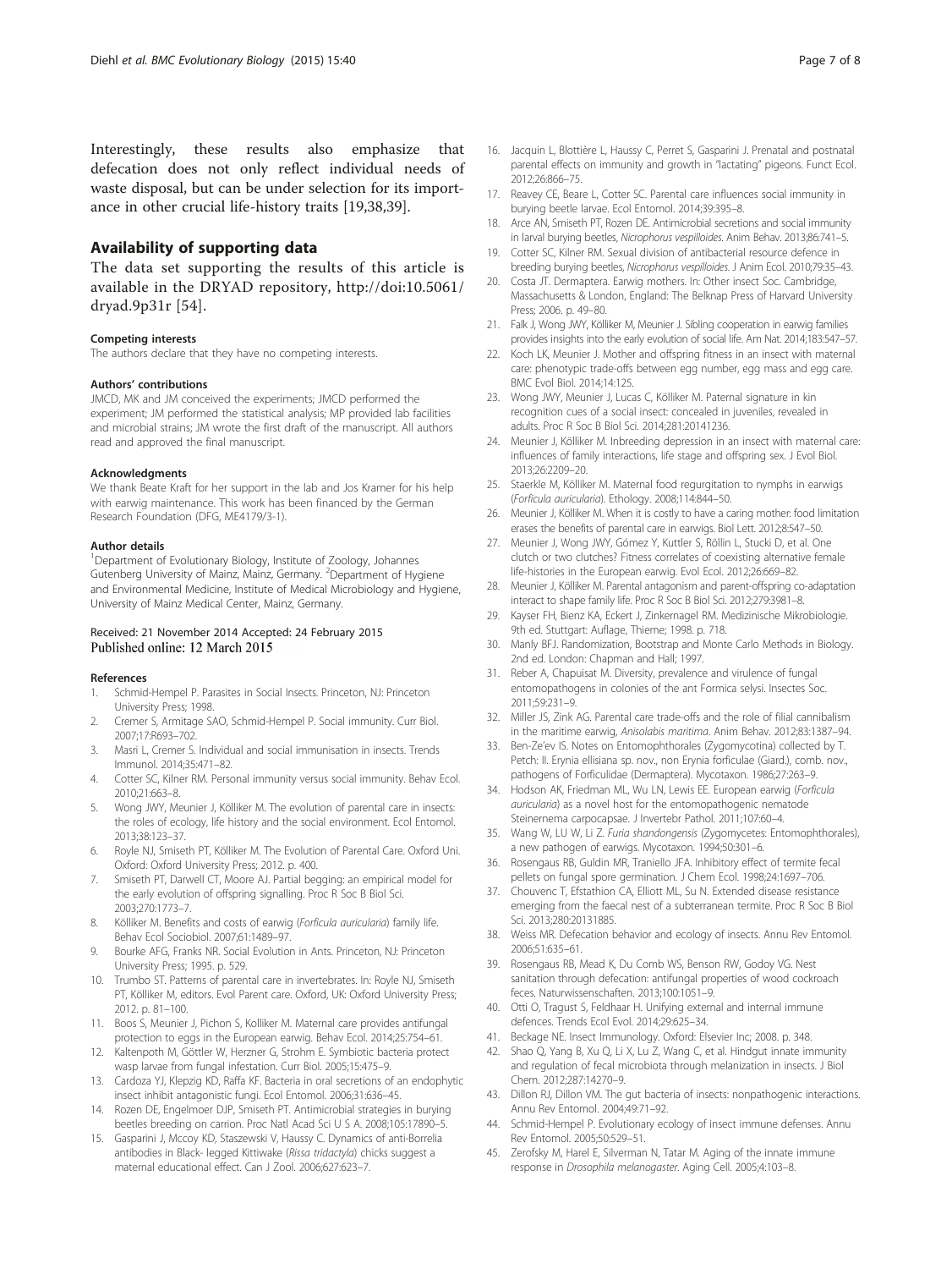Interestingly, these results also emphasize that defecation does not only reflect individual needs of waste disposal, but can be under selection for its importance in other crucial life-history traits [19,38,39].

## Availability of supporting data

The data set supporting the results of this article is available in the DRYAD repository, http://doi:10.5061/dryad.9p31r [54].

#### Competing interests

The authors declare that they have no competing interests.

#### Authors' contributions

JMCD, MK and JM conceived the experiments; JMCD performed the experiment; JM performed the statistical analysis; MP provided lab facilities and microbial strains; JM wrote the first draft of the manuscript. All authors read and approved the final manuscript.

#### Acknowledgments

We thank Beate Kraft for her support in the lab and Jos Kramer for his help with earwig maintenance. This work has been financed by the German Research Foundation (DFG, ME4179/3-1).

#### Author details

[1]Department of Evolutionary Biology, Institute of Zoology, Johannes Gutenberg University of Mainz, Mainz, Germany. [2]Department of Hygiene and Environmental Medicine, Institute of Medical Microbiology and Hygiene, University of Mainz Medical Center, Mainz, Germany.

Received: 21 November 2014 Accepted: 24 February 2015
Published online: 12 March 2015

#### References

1. Schmid-Hempel P. Parasites in Social Insects. Princeton, NJ: Princeton University Press; 1998.
2. Cremer S, Armitage SAO, Schmid-Hempel P. Social immunity. Curr Biol. 2007;17:R693–702.
3. Masri L, Cremer S. Individual and social immunisation in insects. Trends Immunol. 2014;35:471–82.
4. Cotter SC, Kilner RM. Personal immunity versus social immunity. Behav Ecol. 2010;21:663–8.
5. Wong JWY, Meunier J, Kölliker M. The evolution of parental care in insects: the roles of ecology, life history and the social environment. Ecol Entomol. 2013;38:123–37.
6. Royle NJ, Smiseth PT, Kölliker M. The Evolution of Parental Care. Oxford Uni. Oxford: Oxford University Press; 2012. p. 400.
7. Smiseth PT, Darwell CT, Moore AJ. Partial begging: an empirical model for the early evolution of offspring signalling. Proc R Soc B Biol Sci. 2003;270:1773–7.
8. Kölliker M. Benefits and costs of earwig (*Forficula auricularia*) family life. Behav Ecol Sociobiol. 2007;61:1489–97.
9. Bourke AFG, Franks NR. Social Evolution in Ants. Princeton, NJ: Princeton University Press; 1995. p. 529.
10. Trumbo ST. Patterns of parental care in invertebrates. In: Royle NJ, Smiseth PT, Kölliker M, editors. Evol Parent care. Oxford, UK: Oxford University Press; 2012. p. 81–100.
11. Boos S, Meunier J, Pichon S, Kolliker M. Maternal care provides antifungal protection to eggs in the European earwig. Behav Ecol. 2014;25:754–61.
12. Kaltenpoth M, Göttler W, Herzner G, Strohm E. Symbiotic bacteria protect wasp larvae from fungal infestation. Curr Biol. 2005;15:475–9.
13. Cardoza YJ, Klepzig KD, Raffa KF. Bacteria in oral secretions of an endophytic insect inhibit antagonistic fungi. Ecol Entomol. 2006;31:636–45.
14. Rozen DE, Engelmoer DJP, Smiseth PT. Antimicrobial strategies in burying beetles breeding on carrion. Proc Natl Acad Sci U S A. 2008;105:17890–5.
15. Gasparini J, Mccoy KD, Staszewski V, Haussy C. Dynamics of anti-Borrelia antibodies in Black- legged Kittiwake (*Rissa tridactyla*) chicks suggest a maternal educational effect. Can J Zool. 2006;627:623–7.
16. Jacquin L, Blottière L, Haussy C, Perret S, Gasparini J. Prenatal and postnatal parental effects on immunity and growth in "lactating" pigeons. Funct Ecol. 2012;26:866–75.
17. Reavey CE, Beare L, Cotter SC. Parental care influences social immunity in burying beetle larvae. Ecol Entomol. 2014;39:395–8.
18. Arce AN, Smiseth PT, Rozen DE. Antimicrobial secretions and social immunity in larval burying beetles, *Nicrophorus vespilloides*. Anim Behav. 2013;86:741–5.
19. Cotter SC, Kilner RM. Sexual division of antibacterial resource defence in breeding burying beetles, *Nicrophorus vespilloides*. J Anim Ecol. 2010;79:35–43.
20. Costa JT. Dermaptera. Earwig mothers. In: Other insect Soc. Cambridge, Massachusetts & London, England: The Belknap Press of Harvard University Press; 2006. p. 49–80.
21. Falk J, Wong JWY, Kölliker M, Meunier J. Sibling cooperation in earwig families provides insights into the early evolution of social life. Am Nat. 2014;183:547–57.
22. Koch LK, Meunier J. Mother and offspring fitness in an insect with maternal care: phenotypic trade-offs between egg number, egg mass and egg care. BMC Evol Biol. 2014;14:125.
23. Wong JWY, Meunier J, Lucas C, Kölliker M. Paternal signature in kin recognition cues of a social insect: concealed in juveniles, revealed in adults. Proc R Soc B Biol Sci. 2014;281:20141236.
24. Meunier J, Kölliker M. Inbreeding depression in an insect with maternal care: influences of family interactions, life stage and offspring sex. J Evol Biol. 2013;26:2209–20.
25. Staerkle M, Kölliker M. Maternal food regurgitation to nymphs in earwigs (*Forficula auricularia*). Ethology. 2008;114:844–50.
26. Meunier J, Kölliker M. When it is costly to have a caring mother: food limitation erases the benefits of parental care in earwigs. Biol Lett. 2012;8:547–50.
27. Meunier J, Wong JWY, Gómez Y, Kuttler S, Röllin L, Stucki D, et al. One clutch or two clutches? Fitness correlates of coexisting alternative female life-histories in the European earwig. Evol Ecol. 2012;26:669–82.
28. Meunier J, Kölliker M. Parental antagonism and parent-offspring co-adaptation interact to shape family life. Proc R Soc B Biol Sci. 2012;279:3981–8.
29. Kayser FH, Bienz KA, Eckert J, Zinkernagel RM. Medizinische Mikrobiologie. 9th ed. Stuttgart: Auflage, Thieme; 1998. p. 718.
30. Manly BFJ. Randomization, Bootstrap and Monte Carlo Methods in Biology. 2nd ed. London: Chapman and Hall; 1997.
31. Reber A, Chapuisat M. Diversity, prevalence and virulence of fungal entomopathogens in colonies of the ant Formica selysi. Insectes Soc. 2011;59:231–9.
32. Miller JS, Zink AG. Parental care trade-offs and the role of filial cannibalism in the maritime earwig, *Anisolabis maritima*. Anim Behav. 2012;83:1387–94.
33. Ben-Ze'ev IS. Notes on Entomophthorales (Zygomycotina) collected by T. Petch: II. Erynia ellisiana sp. nov., non Erynia forficulae (Giard.), comb. nov., pathogens of Forficulidae (Dermaptera). Mycotaxon. 1986;27:263–9.
34. Hodson AK, Friedman ML, Wu LN, Lewis EE. European earwig (*Forficula auricularia*) as a novel host for the entomopathogenic nematode Steinernema carpocapsae. J Invertebr Pathol. 2011;107:60–4.
35. Wang W, LU W, Li Z. *Furia shandongensis* (Zygomycetes: Entomophthorales), a new pathogen of earwigs. Mycotaxon. 1994;50:301–6.
36. Rosengaus RB, Guldin MR, Traniello JFA. Inhibitory effect of termite fecal pellets on fungal spore germination. J Chem Ecol. 1998;24:1697–706.
37. Chouvenc T, Efstathion CA, Elliott ML, Su N. Extended disease resistance emerging from the faecal nest of a subterranean termite. Proc R Soc B Biol Sci. 2013;280:20131885.
38. Weiss MR. Defecation behavior and ecology of insects. Annu Rev Entomol. 2006;51:635–61.
39. Rosengaus RB, Mead K, Du Comb WS, Benson RW, Godoy VG. Nest sanitation through defecation: antifungal properties of wood cockroach feces. Naturwissenschaften. 2013;100:1051–9.
40. Otti O, Tragust S, Feldhaar H. Unifying external and internal immune defences. Trends Ecol Evol. 2014;29:625–34.
41. Beckage NE. Insect Immunology. Oxford: Elsevier Inc; 2008. p. 348.
42. Shao Q, Yang B, Xu Q, Li X, Lu Z, Wang C, et al. Hindgut innate immunity and regulation of fecal microbiota through melanization in insects. J Biol Chem. 2012;287:14270–9.
43. Dillon RJ, Dillon VM. The gut bacteria of insects: nonpathogenic interactions. Annu Rev Entomol. 2004;49:71–92.
44. Schmid-Hempel P. Evolutionary ecology of insect immune defenses. Annu Rev Entomol. 2005;50:529–51.
45. Zerofsky M, Harel E, Silverman N, Tatar M. Aging of the innate immune response in *Drosophila melanogaster*. Aging Cell. 2005;4:103–8.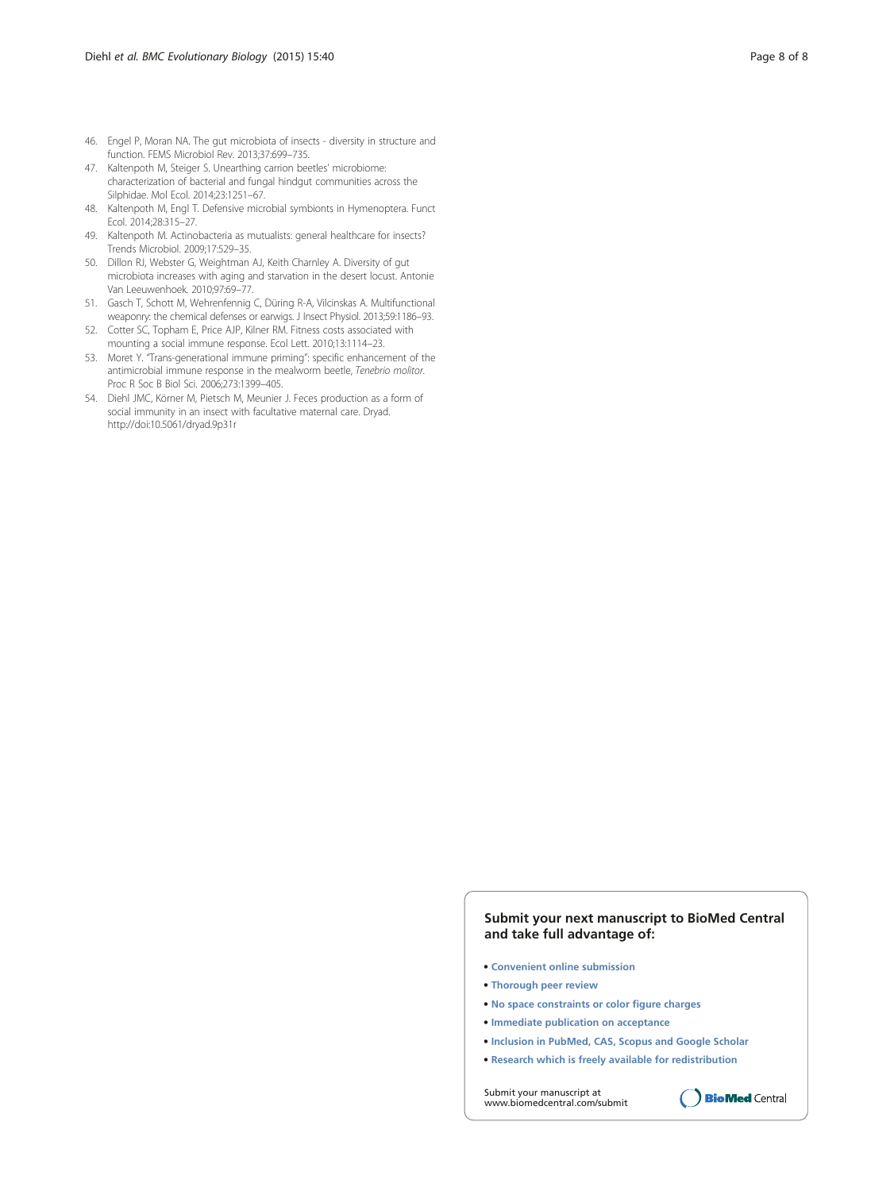46. Engel P, Moran NA. The gut microbiota of insects - diversity in structure and function. FEMS Microbiol Rev. 2013;37:699–735.
47. Kaltenpoth M, Steiger S. Unearthing carrion beetles' microbiome: characterization of bacterial and fungal hindgut communities across the Silphidae. Mol Ecol. 2014;23:1251–67.
48. Kaltenpoth M, Engl T. Defensive microbial symbionts in Hymenoptera. Funct Ecol. 2014;28:315–27.
49. Kaltenpoth M. Actinobacteria as mutualists: general healthcare for insects? Trends Microbiol. 2009;17:529–35.
50. Dillon RJ, Webster G, Weightman AJ, Keith Charnley A. Diversity of gut microbiota increases with aging and starvation in the desert locust. Antonie Van Leeuwenhoek. 2010;97:69–77.
51. Gasch T, Schott M, Wehrenfennig C, Düring R-A, Vilcinskas A. Multifunctional weaponry: the chemical defenses or earwigs. J Insect Physiol. 2013;59:1186–93.
52. Cotter SC, Topham E, Price AJP, Kilner RM. Fitness costs associated with mounting a social immune response. Ecol Lett. 2010;13:1114–23.
53. Moret Y. "Trans-generational immune priming": specific enhancement of the antimicrobial immune response in the mealworm beetle, *Tenebrio molitor*. Proc R Soc B Biol Sci. 2006;273:1399–405.
54. Diehl JMC, Körner M, Pietsch M, Meunier J. Feces production as a form of social immunity in an insect with facultative maternal care. Dryad. http://doi:10.5061/dryad.9p31r

**Submit your next manuscript to BioMed Central and take full advantage of:**

- **Convenient online submission**
- **Thorough peer review**
- **No space constraints or color figure charges**
- **Immediate publication on acceptance**
- **Inclusion in PubMed, CAS, Scopus and Google Scholar**
- **Research which is freely available for redistribution**

Submit your manuscript at
www.biomedcentral.com/submit

BioMed Central